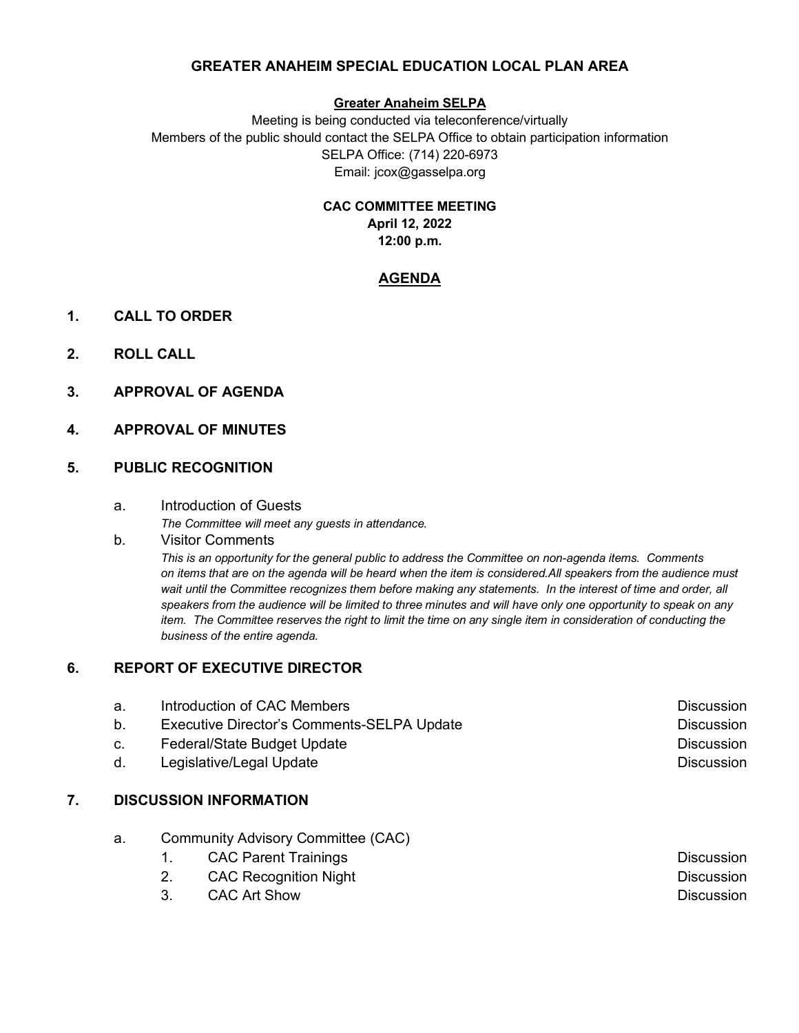# GREATER ANAHEIM SPECIAL EDUCATION LOCAL PLAN AREA

**Greater Anaheim SELPA**

Meeting is being conducted via teleconference/virtually
Members of the public should contact the SELPA Office to obtain participation information
SELPA Office: (714) 220-6973
Email: jcox@gasselpa.org

**CAC COMMITTEE MEETING**
**April 12, 2022**
**12:00 p.m.**

## AGENDA

**1. CALL TO ORDER**

**2. ROLL CALL**

**3. APPROVAL OF AGENDA**

**4. APPROVAL OF MINUTES**

**5. PUBLIC RECOGNITION**

a. Introduction of Guests
*The Committee will meet any guests in attendance.*

b. Visitor Comments
*This is an opportunity for the general public to address the Committee on non-agenda items. Comments on items that are on the agenda will be heard when the item is considered.All speakers from the audience must wait until the Committee recognizes them before making any statements. In the interest of time and order, all speakers from the audience will be limited to three minutes and will have only one opportunity to speak on any item. The Committee reserves the right to limit the time on any single item in consideration of conducting the business of the entire agenda.*

**6. REPORT OF EXECUTIVE DIRECTOR**

a. Introduction of CAC Members — Discussion
b. Executive Director's Comments-SELPA Update — Discussion
c. Federal/State Budget Update — Discussion
d. Legislative/Legal Update — Discussion

**7. DISCUSSION INFORMATION**

a. Community Advisory Committee (CAC)
  1. CAC Parent Trainings — Discussion
  2. CAC Recognition Night — Discussion
  3. CAC Art Show — Discussion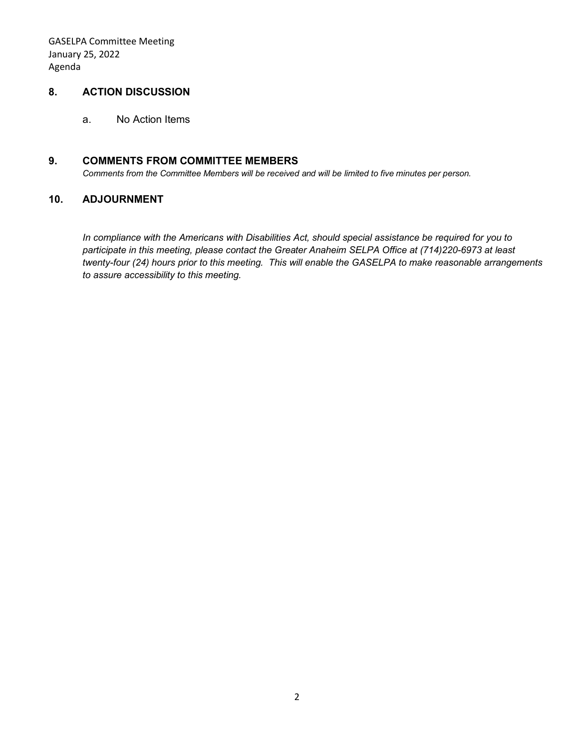## 8. ACTION DISCUSSION

a. No Action Items

## 9. COMMENTS FROM COMMITTEE MEMBERS

*Comments from the Committee Members will be received and will be limited to five minutes per person.*

## 10. ADJOURNMENT

*In compliance with the Americans with Disabilities Act, should special assistance be required for you to participate in this meeting, please contact the Greater Anaheim SELPA Office at (714)220-6973 at least twenty-four (24) hours prior to this meeting. This will enable the GASELPA to make reasonable arrangements to assure accessibility to this meeting.*